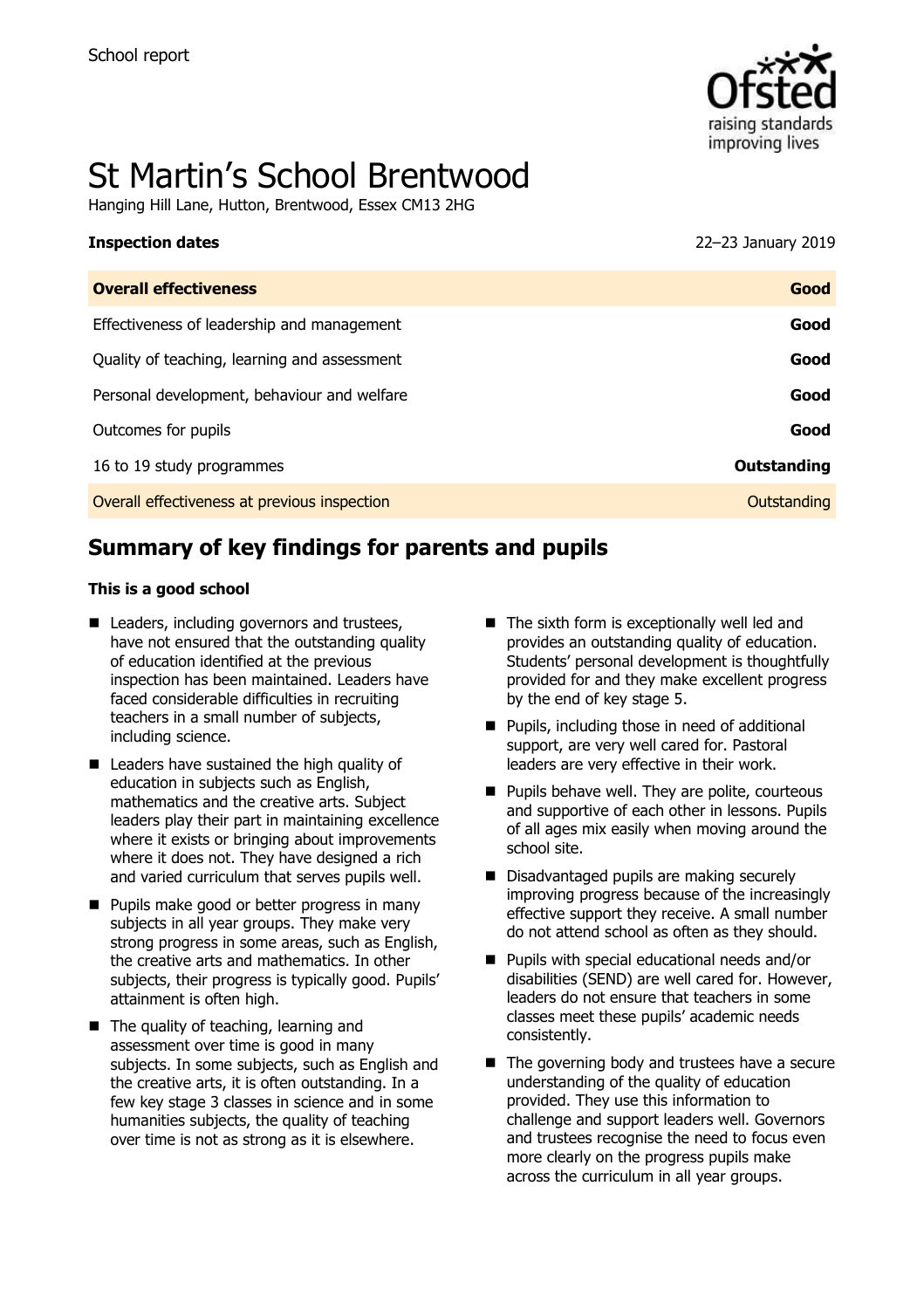School report

# St Martin's School Brentwood

Hanging Hill Lane, Hutton, Brentwood, Essex CM13 2HG

**Inspection dates** 22–23 January 2019

| | |
|---|---|
| **Overall effectiveness** | **Good** |
| Effectiveness of leadership and management | **Good** |
| Quality of teaching, learning and assessment | **Good** |
| Personal development, behaviour and welfare | **Good** |
| Outcomes for pupils | **Good** |
| 16 to 19 study programmes | **Outstanding** |
| Overall effectiveness at previous inspection | Outstanding |

## Summary of key findings for parents and pupils

**This is a good school**

- Leaders, including governors and trustees, have not ensured that the outstanding quality of education identified at the previous inspection has been maintained. Leaders have faced considerable difficulties in recruiting teachers in a small number of subjects, including science.
- Leaders have sustained the high quality of education in subjects such as English, mathematics and the creative arts. Subject leaders play their part in maintaining excellence where it exists or bringing about improvements where it does not. They have designed a rich and varied curriculum that serves pupils well.
- Pupils make good or better progress in many subjects in all year groups. They make very strong progress in some areas, such as English, the creative arts and mathematics. In other subjects, their progress is typically good. Pupils' attainment is often high.
- The quality of teaching, learning and assessment over time is good in many subjects. In some subjects, such as English and the creative arts, it is often outstanding. In a few key stage 3 classes in science and in some humanities subjects, the quality of teaching over time is not as strong as it is elsewhere.
- The sixth form is exceptionally well led and provides an outstanding quality of education. Students' personal development is thoughtfully provided for and they make excellent progress by the end of key stage 5.
- Pupils, including those in need of additional support, are very well cared for. Pastoral leaders are very effective in their work.
- Pupils behave well. They are polite, courteous and supportive of each other in lessons. Pupils of all ages mix easily when moving around the school site.
- Disadvantaged pupils are making securely improving progress because of the increasingly effective support they receive. A small number do not attend school as often as they should.
- Pupils with special educational needs and/or disabilities (SEND) are well cared for. However, leaders do not ensure that teachers in some classes meet these pupils' academic needs consistently.
- The governing body and trustees have a secure understanding of the quality of education provided. They use this information to challenge and support leaders well. Governors and trustees recognise the need to focus even more clearly on the progress pupils make across the curriculum in all year groups.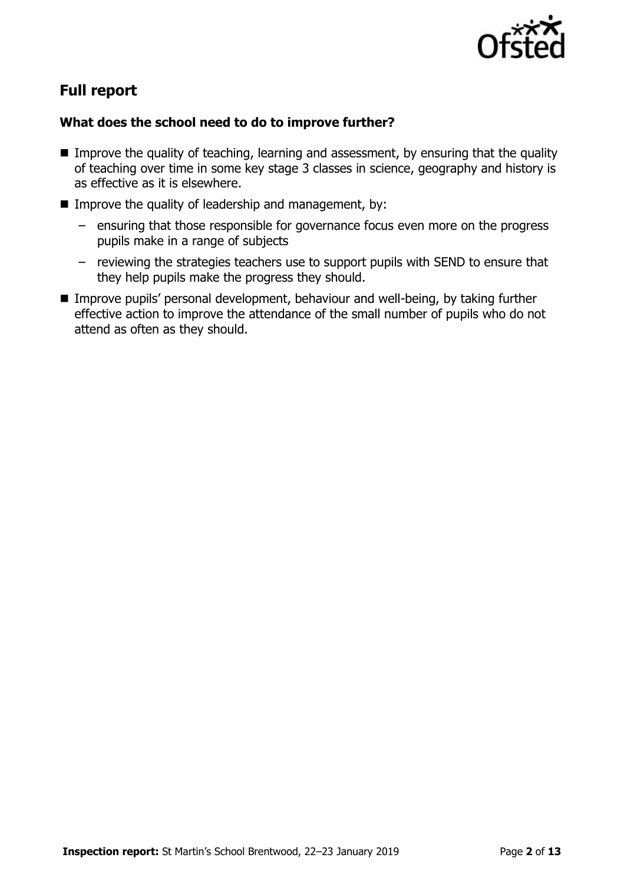## Full report

### What does the school need to do to improve further?

- Improve the quality of teaching, learning and assessment, by ensuring that the quality of teaching over time in some key stage 3 classes in science, geography and history is as effective as it is elsewhere.
- Improve the quality of leadership and management, by:
  - ensuring that those responsible for governance focus even more on the progress pupils make in a range of subjects
  - reviewing the strategies teachers use to support pupils with SEND to ensure that they help pupils make the progress they should.
- Improve pupils' personal development, behaviour and well-being, by taking further effective action to improve the attendance of the small number of pupils who do not attend as often as they should.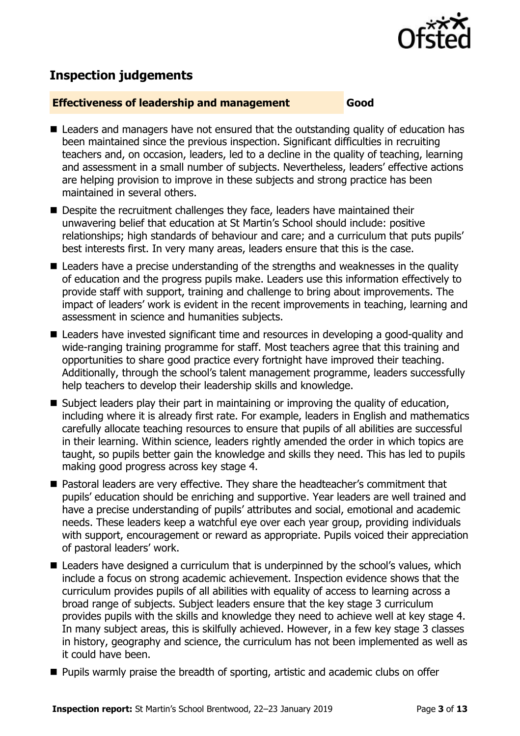## Inspection judgements

**Effectiveness of leadership and management** **Good**

- Leaders and managers have not ensured that the outstanding quality of education has been maintained since the previous inspection. Significant difficulties in recruiting teachers and, on occasion, leaders, led to a decline in the quality of teaching, learning and assessment in a small number of subjects. Nevertheless, leaders' effective actions are helping provision to improve in these subjects and strong practice has been maintained in several others.
- Despite the recruitment challenges they face, leaders have maintained their unwavering belief that education at St Martin's School should include: positive relationships; high standards of behaviour and care; and a curriculum that puts pupils' best interests first. In very many areas, leaders ensure that this is the case.
- Leaders have a precise understanding of the strengths and weaknesses in the quality of education and the progress pupils make. Leaders use this information effectively to provide staff with support, training and challenge to bring about improvements. The impact of leaders' work is evident in the recent improvements in teaching, learning and assessment in science and humanities subjects.
- Leaders have invested significant time and resources in developing a good-quality and wide-ranging training programme for staff. Most teachers agree that this training and opportunities to share good practice every fortnight have improved their teaching. Additionally, through the school's talent management programme, leaders successfully help teachers to develop their leadership skills and knowledge.
- Subject leaders play their part in maintaining or improving the quality of education, including where it is already first rate. For example, leaders in English and mathematics carefully allocate teaching resources to ensure that pupils of all abilities are successful in their learning. Within science, leaders rightly amended the order in which topics are taught, so pupils better gain the knowledge and skills they need. This has led to pupils making good progress across key stage 4.
- Pastoral leaders are very effective. They share the headteacher's commitment that pupils' education should be enriching and supportive. Year leaders are well trained and have a precise understanding of pupils' attributes and social, emotional and academic needs. These leaders keep a watchful eye over each year group, providing individuals with support, encouragement or reward as appropriate. Pupils voiced their appreciation of pastoral leaders' work.
- Leaders have designed a curriculum that is underpinned by the school's values, which include a focus on strong academic achievement. Inspection evidence shows that the curriculum provides pupils of all abilities with equality of access to learning across a broad range of subjects. Subject leaders ensure that the key stage 3 curriculum provides pupils with the skills and knowledge they need to achieve well at key stage 4. In many subject areas, this is skilfully achieved. However, in a few key stage 3 classes in history, geography and science, the curriculum has not been implemented as well as it could have been.
- Pupils warmly praise the breadth of sporting, artistic and academic clubs on offer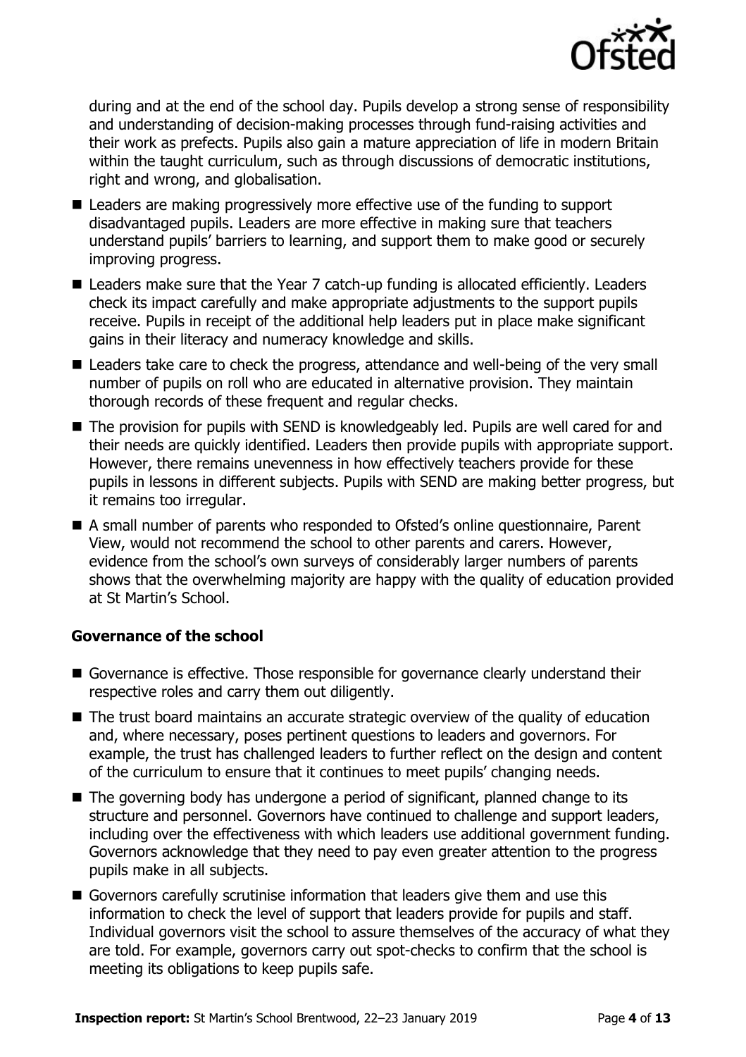during and at the end of the school day. Pupils develop a strong sense of responsibility and understanding of decision-making processes through fund-raising activities and their work as prefects. Pupils also gain a mature appreciation of life in modern Britain within the taught curriculum, such as through discussions of democratic institutions, right and wrong, and globalisation.

- Leaders are making progressively more effective use of the funding to support disadvantaged pupils. Leaders are more effective in making sure that teachers understand pupils' barriers to learning, and support them to make good or securely improving progress.
- Leaders make sure that the Year 7 catch-up funding is allocated efficiently. Leaders check its impact carefully and make appropriate adjustments to the support pupils receive. Pupils in receipt of the additional help leaders put in place make significant gains in their literacy and numeracy knowledge and skills.
- Leaders take care to check the progress, attendance and well-being of the very small number of pupils on roll who are educated in alternative provision. They maintain thorough records of these frequent and regular checks.
- The provision for pupils with SEND is knowledgeably led. Pupils are well cared for and their needs are quickly identified. Leaders then provide pupils with appropriate support. However, there remains unevenness in how effectively teachers provide for these pupils in lessons in different subjects. Pupils with SEND are making better progress, but it remains too irregular.
- A small number of parents who responded to Ofsted's online questionnaire, Parent View, would not recommend the school to other parents and carers. However, evidence from the school's own surveys of considerably larger numbers of parents shows that the overwhelming majority are happy with the quality of education provided at St Martin's School.

### Governance of the school

- Governance is effective. Those responsible for governance clearly understand their respective roles and carry them out diligently.
- The trust board maintains an accurate strategic overview of the quality of education and, where necessary, poses pertinent questions to leaders and governors. For example, the trust has challenged leaders to further reflect on the design and content of the curriculum to ensure that it continues to meet pupils' changing needs.
- The governing body has undergone a period of significant, planned change to its structure and personnel. Governors have continued to challenge and support leaders, including over the effectiveness with which leaders use additional government funding. Governors acknowledge that they need to pay even greater attention to the progress pupils make in all subjects.
- Governors carefully scrutinise information that leaders give them and use this information to check the level of support that leaders provide for pupils and staff. Individual governors visit the school to assure themselves of the accuracy of what they are told. For example, governors carry out spot-checks to confirm that the school is meeting its obligations to keep pupils safe.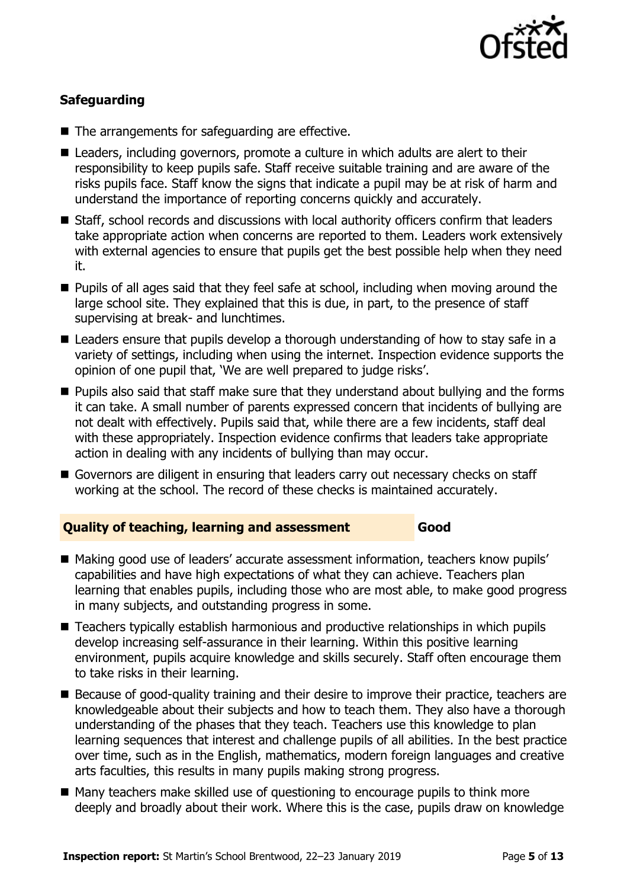### Safeguarding

- The arrangements for safeguarding are effective.
- Leaders, including governors, promote a culture in which adults are alert to their responsibility to keep pupils safe. Staff receive suitable training and are aware of the risks pupils face. Staff know the signs that indicate a pupil may be at risk of harm and understand the importance of reporting concerns quickly and accurately.
- Staff, school records and discussions with local authority officers confirm that leaders take appropriate action when concerns are reported to them. Leaders work extensively with external agencies to ensure that pupils get the best possible help when they need it.
- Pupils of all ages said that they feel safe at school, including when moving around the large school site. They explained that this is due, in part, to the presence of staff supervising at break- and lunchtimes.
- Leaders ensure that pupils develop a thorough understanding of how to stay safe in a variety of settings, including when using the internet. Inspection evidence supports the opinion of one pupil that, 'We are well prepared to judge risks'.
- Pupils also said that staff make sure that they understand about bullying and the forms it can take. A small number of parents expressed concern that incidents of bullying are not dealt with effectively. Pupils said that, while there are a few incidents, staff deal with these appropriately. Inspection evidence confirms that leaders take appropriate action in dealing with any incidents of bullying than may occur.
- Governors are diligent in ensuring that leaders carry out necessary checks on staff working at the school. The record of these checks is maintained accurately.

### Quality of teaching, learning and assessment — Good

- Making good use of leaders' accurate assessment information, teachers know pupils' capabilities and have high expectations of what they can achieve. Teachers plan learning that enables pupils, including those who are most able, to make good progress in many subjects, and outstanding progress in some.
- Teachers typically establish harmonious and productive relationships in which pupils develop increasing self-assurance in their learning. Within this positive learning environment, pupils acquire knowledge and skills securely. Staff often encourage them to take risks in their learning.
- Because of good-quality training and their desire to improve their practice, teachers are knowledgeable about their subjects and how to teach them. They also have a thorough understanding of the phases that they teach. Teachers use this knowledge to plan learning sequences that interest and challenge pupils of all abilities. In the best practice over time, such as in the English, mathematics, modern foreign languages and creative arts faculties, this results in many pupils making strong progress.
- Many teachers make skilled use of questioning to encourage pupils to think more deeply and broadly about their work. Where this is the case, pupils draw on knowledge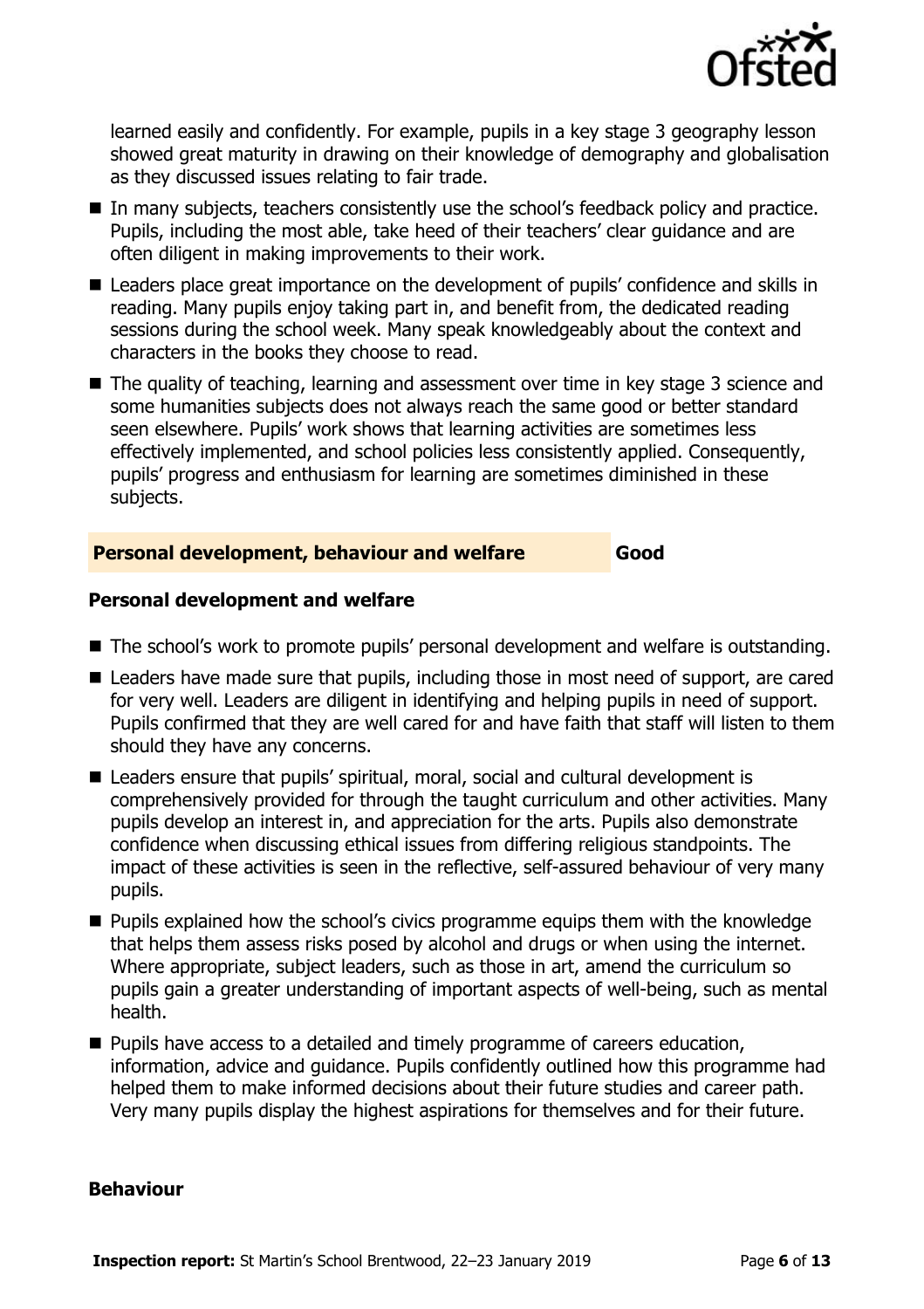learned easily and confidently. For example, pupils in a key stage 3 geography lesson showed great maturity in drawing on their knowledge of demography and globalisation as they discussed issues relating to fair trade.

- In many subjects, teachers consistently use the school's feedback policy and practice. Pupils, including the most able, take heed of their teachers' clear guidance and are often diligent in making improvements to their work.
- Leaders place great importance on the development of pupils' confidence and skills in reading. Many pupils enjoy taking part in, and benefit from, the dedicated reading sessions during the school week. Many speak knowledgeably about the context and characters in the books they choose to read.
- The quality of teaching, learning and assessment over time in key stage 3 science and some humanities subjects does not always reach the same good or better standard seen elsewhere. Pupils' work shows that learning activities are sometimes less effectively implemented, and school policies less consistently applied. Consequently, pupils' progress and enthusiasm for learning are sometimes diminished in these subjects.

## Personal development, behaviour and welfare — Good

### Personal development and welfare

- The school's work to promote pupils' personal development and welfare is outstanding.
- Leaders have made sure that pupils, including those in most need of support, are cared for very well. Leaders are diligent in identifying and helping pupils in need of support. Pupils confirmed that they are well cared for and have faith that staff will listen to them should they have any concerns.
- Leaders ensure that pupils' spiritual, moral, social and cultural development is comprehensively provided for through the taught curriculum and other activities. Many pupils develop an interest in, and appreciation for the arts. Pupils also demonstrate confidence when discussing ethical issues from differing religious standpoints. The impact of these activities is seen in the reflective, self-assured behaviour of very many pupils.
- Pupils explained how the school's civics programme equips them with the knowledge that helps them assess risks posed by alcohol and drugs or when using the internet. Where appropriate, subject leaders, such as those in art, amend the curriculum so pupils gain a greater understanding of important aspects of well-being, such as mental health.
- Pupils have access to a detailed and timely programme of careers education, information, advice and guidance. Pupils confidently outlined how this programme had helped them to make informed decisions about their future studies and career path. Very many pupils display the highest aspirations for themselves and for their future.

### Behaviour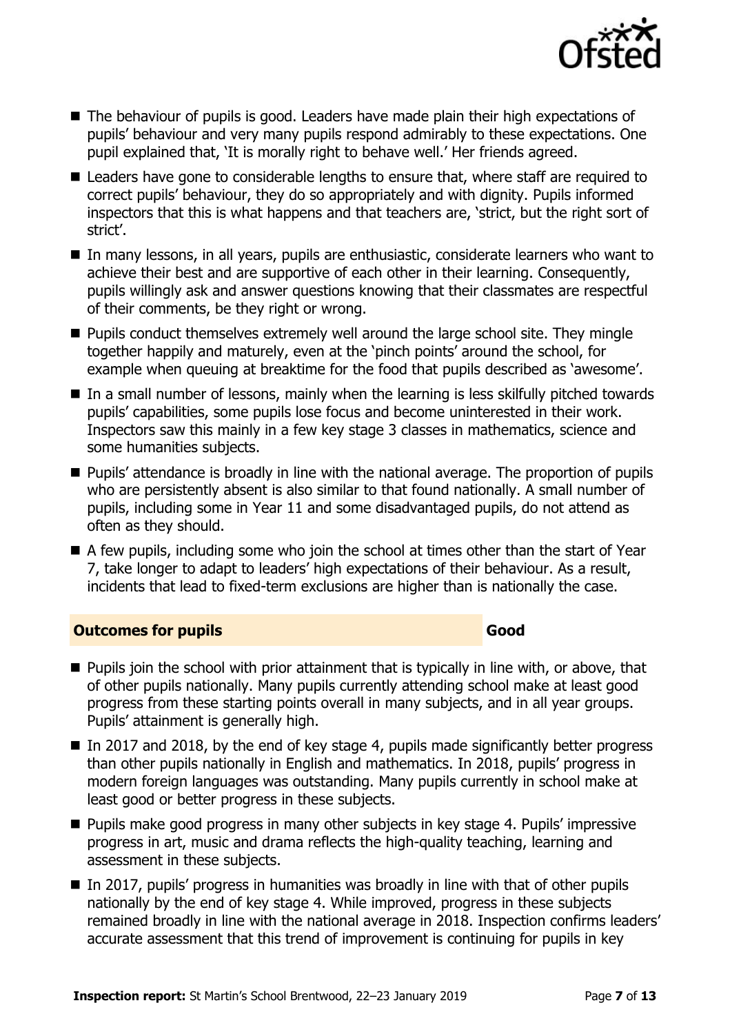- The behaviour of pupils is good. Leaders have made plain their high expectations of pupils' behaviour and very many pupils respond admirably to these expectations. One pupil explained that, 'It is morally right to behave well.' Her friends agreed.
- Leaders have gone to considerable lengths to ensure that, where staff are required to correct pupils' behaviour, they do so appropriately and with dignity. Pupils informed inspectors that this is what happens and that teachers are, 'strict, but the right sort of strict'.
- In many lessons, in all years, pupils are enthusiastic, considerate learners who want to achieve their best and are supportive of each other in their learning. Consequently, pupils willingly ask and answer questions knowing that their classmates are respectful of their comments, be they right or wrong.
- Pupils conduct themselves extremely well around the large school site. They mingle together happily and maturely, even at the 'pinch points' around the school, for example when queuing at breaktime for the food that pupils described as 'awesome'.
- In a small number of lessons, mainly when the learning is less skilfully pitched towards pupils' capabilities, some pupils lose focus and become uninterested in their work. Inspectors saw this mainly in a few key stage 3 classes in mathematics, science and some humanities subjects.
- Pupils' attendance is broadly in line with the national average. The proportion of pupils who are persistently absent is also similar to that found nationally. A small number of pupils, including some in Year 11 and some disadvantaged pupils, do not attend as often as they should.
- A few pupils, including some who join the school at times other than the start of Year 7, take longer to adapt to leaders' high expectations of their behaviour. As a result, incidents that lead to fixed-term exclusions are higher than is nationally the case.

## Outcomes for pupils — Good

- Pupils join the school with prior attainment that is typically in line with, or above, that of other pupils nationally. Many pupils currently attending school make at least good progress from these starting points overall in many subjects, and in all year groups. Pupils' attainment is generally high.
- In 2017 and 2018, by the end of key stage 4, pupils made significantly better progress than other pupils nationally in English and mathematics. In 2018, pupils' progress in modern foreign languages was outstanding. Many pupils currently in school make at least good or better progress in these subjects.
- Pupils make good progress in many other subjects in key stage 4. Pupils' impressive progress in art, music and drama reflects the high-quality teaching, learning and assessment in these subjects.
- In 2017, pupils' progress in humanities was broadly in line with that of other pupils nationally by the end of key stage 4. While improved, progress in these subjects remained broadly in line with the national average in 2018. Inspection confirms leaders' accurate assessment that this trend of improvement is continuing for pupils in key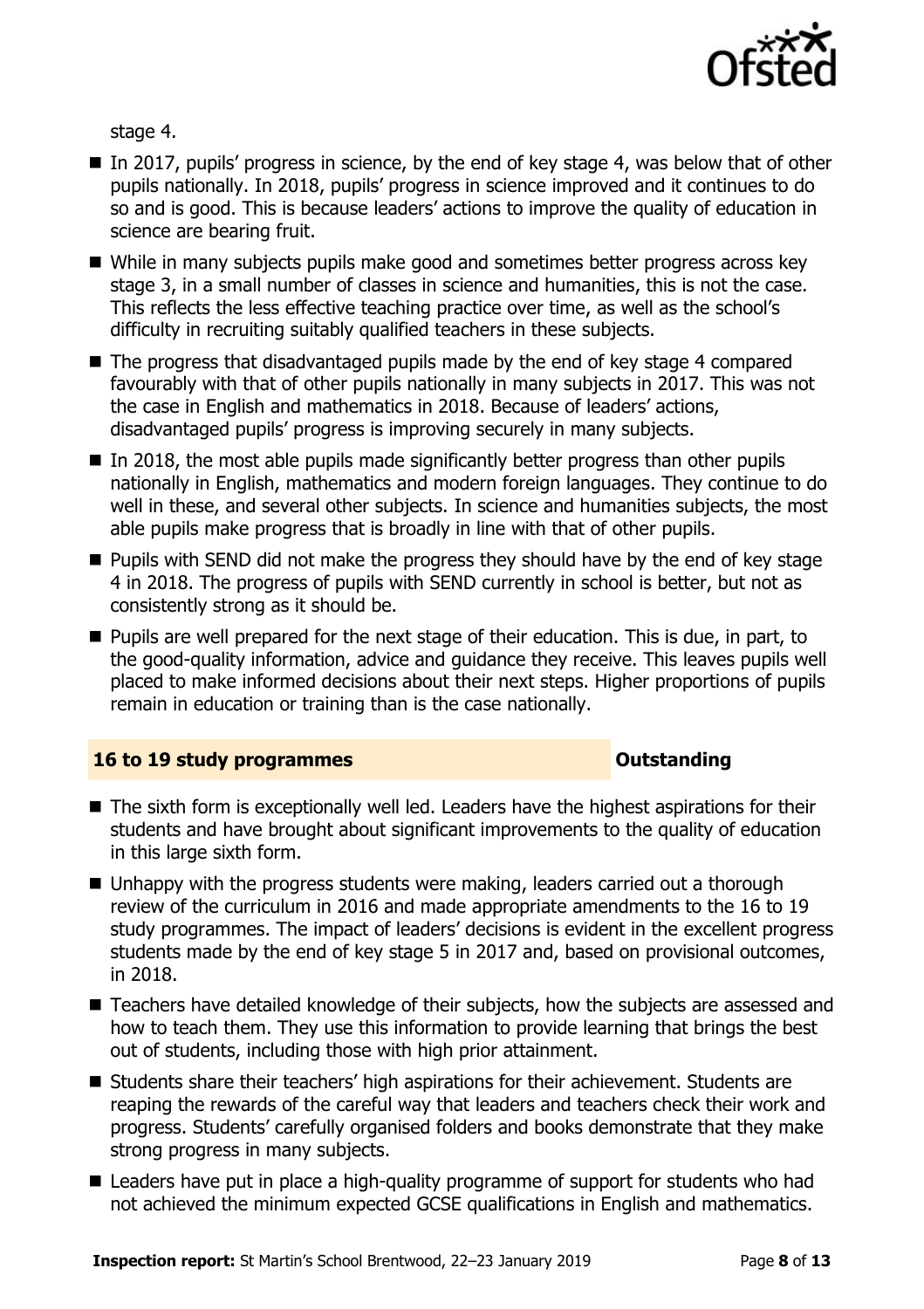stage 4.

- In 2017, pupils' progress in science, by the end of key stage 4, was below that of other pupils nationally. In 2018, pupils' progress in science improved and it continues to do so and is good. This is because leaders' actions to improve the quality of education in science are bearing fruit.
- While in many subjects pupils make good and sometimes better progress across key stage 3, in a small number of classes in science and humanities, this is not the case. This reflects the less effective teaching practice over time, as well as the school's difficulty in recruiting suitably qualified teachers in these subjects.
- The progress that disadvantaged pupils made by the end of key stage 4 compared favourably with that of other pupils nationally in many subjects in 2017. This was not the case in English and mathematics in 2018. Because of leaders' actions, disadvantaged pupils' progress is improving securely in many subjects.
- In 2018, the most able pupils made significantly better progress than other pupils nationally in English, mathematics and modern foreign languages. They continue to do well in these, and several other subjects. In science and humanities subjects, the most able pupils make progress that is broadly in line with that of other pupils.
- Pupils with SEND did not make the progress they should have by the end of key stage 4 in 2018. The progress of pupils with SEND currently in school is better, but not as consistently strong as it should be.
- Pupils are well prepared for the next stage of their education. This is due, in part, to the good-quality information, advice and guidance they receive. This leaves pupils well placed to make informed decisions about their next steps. Higher proportions of pupils remain in education or training than is the case nationally.

## 16 to 19 study programmes — Outstanding

- The sixth form is exceptionally well led. Leaders have the highest aspirations for their students and have brought about significant improvements to the quality of education in this large sixth form.
- Unhappy with the progress students were making, leaders carried out a thorough review of the curriculum in 2016 and made appropriate amendments to the 16 to 19 study programmes. The impact of leaders' decisions is evident in the excellent progress students made by the end of key stage 5 in 2017 and, based on provisional outcomes, in 2018.
- Teachers have detailed knowledge of their subjects, how the subjects are assessed and how to teach them. They use this information to provide learning that brings the best out of students, including those with high prior attainment.
- Students share their teachers' high aspirations for their achievement. Students are reaping the rewards of the careful way that leaders and teachers check their work and progress. Students' carefully organised folders and books demonstrate that they make strong progress in many subjects.
- Leaders have put in place a high-quality programme of support for students who had not achieved the minimum expected GCSE qualifications in English and mathematics.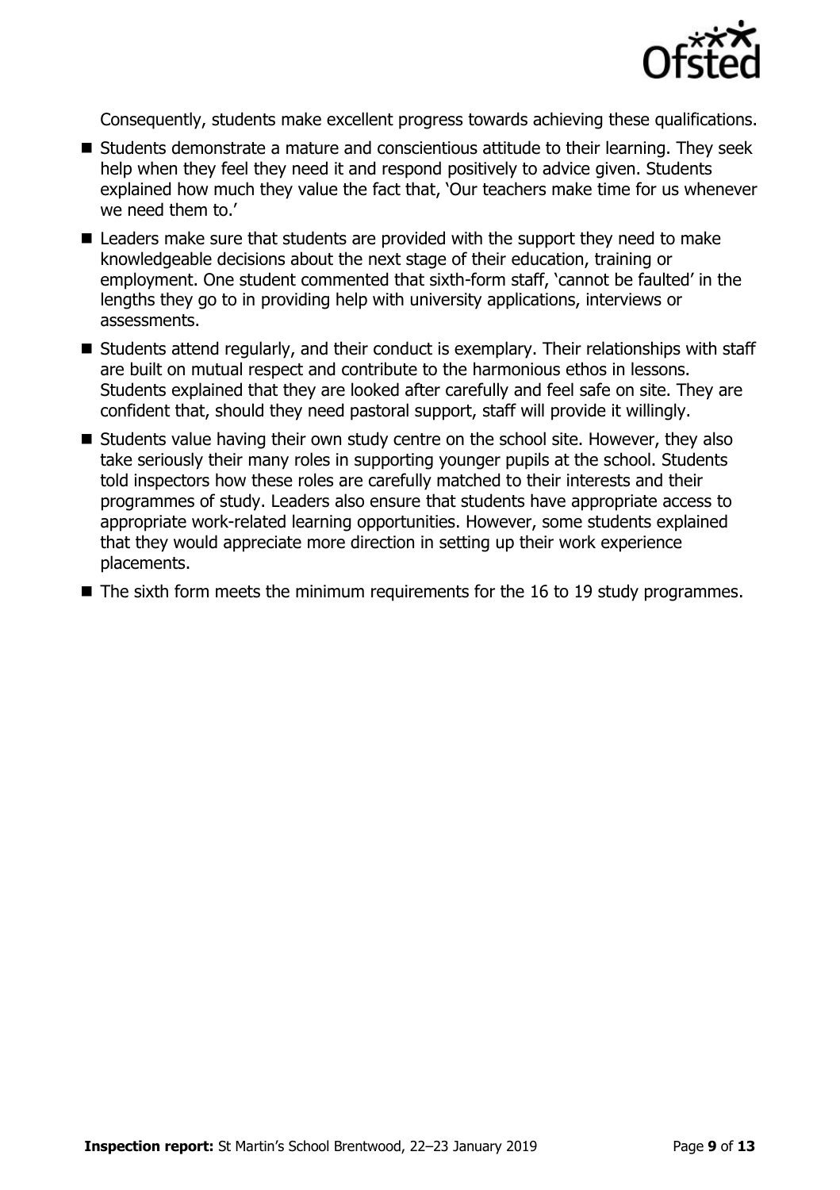Consequently, students make excellent progress towards achieving these qualifications.

- Students demonstrate a mature and conscientious attitude to their learning. They seek help when they feel they need it and respond positively to advice given. Students explained how much they value the fact that, 'Our teachers make time for us whenever we need them to.'
- Leaders make sure that students are provided with the support they need to make knowledgeable decisions about the next stage of their education, training or employment. One student commented that sixth-form staff, 'cannot be faulted' in the lengths they go to in providing help with university applications, interviews or assessments.
- Students attend regularly, and their conduct is exemplary. Their relationships with staff are built on mutual respect and contribute to the harmonious ethos in lessons. Students explained that they are looked after carefully and feel safe on site. They are confident that, should they need pastoral support, staff will provide it willingly.
- Students value having their own study centre on the school site. However, they also take seriously their many roles in supporting younger pupils at the school. Students told inspectors how these roles are carefully matched to their interests and their programmes of study. Leaders also ensure that students have appropriate access to appropriate work-related learning opportunities. However, some students explained that they would appreciate more direction in setting up their work experience placements.
- The sixth form meets the minimum requirements for the 16 to 19 study programmes.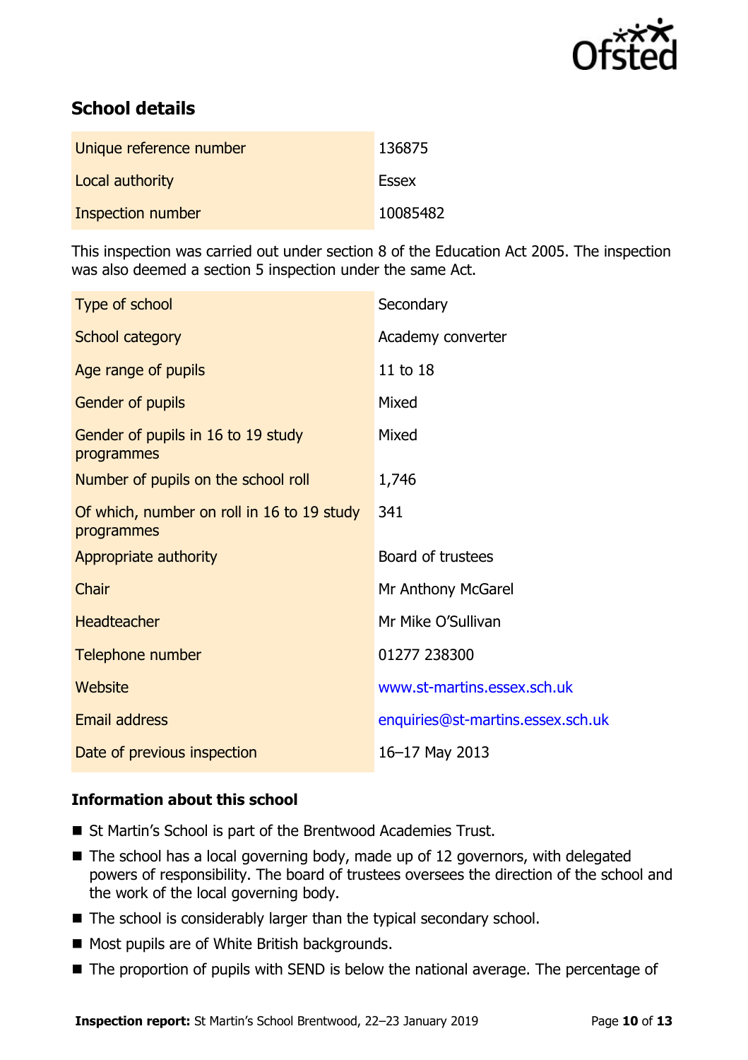## School details

| | |
|---|---|
| Unique reference number | 136875 |
| Local authority | Essex |
| Inspection number | 10085482 |

This inspection was carried out under section 8 of the Education Act 2005. The inspection was also deemed a section 5 inspection under the same Act.

| | |
|---|---|
| Type of school | Secondary |
| School category | Academy converter |
| Age range of pupils | 11 to 18 |
| Gender of pupils | Mixed |
| Gender of pupils in 16 to 19 study programmes | Mixed |
| Number of pupils on the school roll | 1,746 |
| Of which, number on roll in 16 to 19 study programmes | 341 |
| Appropriate authority | Board of trustees |
| Chair | Mr Anthony McGarel |
| Headteacher | Mr Mike O'Sullivan |
| Telephone number | 01277 238300 |
| Website | www.st-martins.essex.sch.uk |
| Email address | enquiries@st-martins.essex.sch.uk |
| Date of previous inspection | 16–17 May 2013 |

### Information about this school

- St Martin's School is part of the Brentwood Academies Trust.
- The school has a local governing body, made up of 12 governors, with delegated powers of responsibility. The board of trustees oversees the direction of the school and the work of the local governing body.
- The school is considerably larger than the typical secondary school.
- Most pupils are of White British backgrounds.
- The proportion of pupils with SEND is below the national average. The percentage of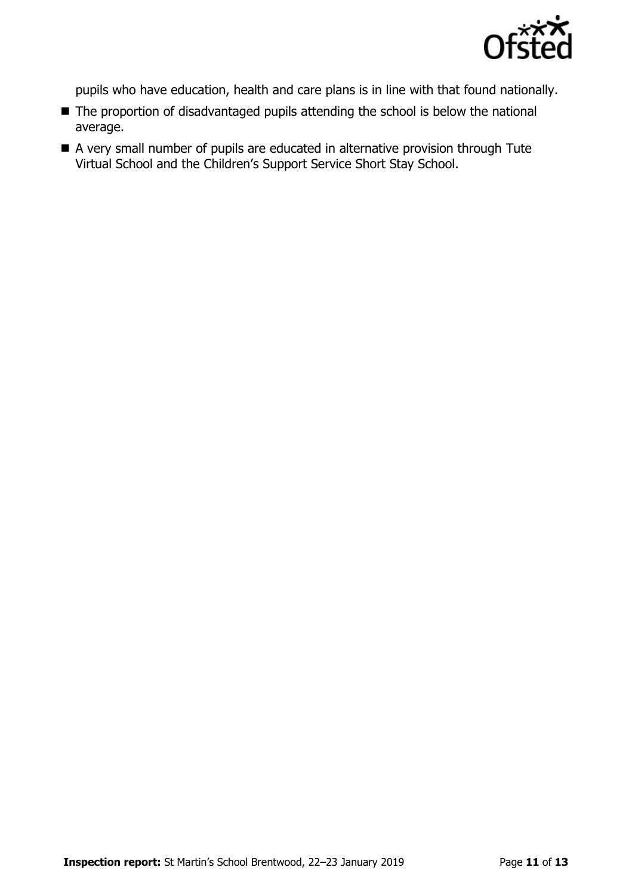pupils who have education, health and care plans is in line with that found nationally.

- The proportion of disadvantaged pupils attending the school is below the national average.
- A very small number of pupils are educated in alternative provision through Tute Virtual School and the Children's Support Service Short Stay School.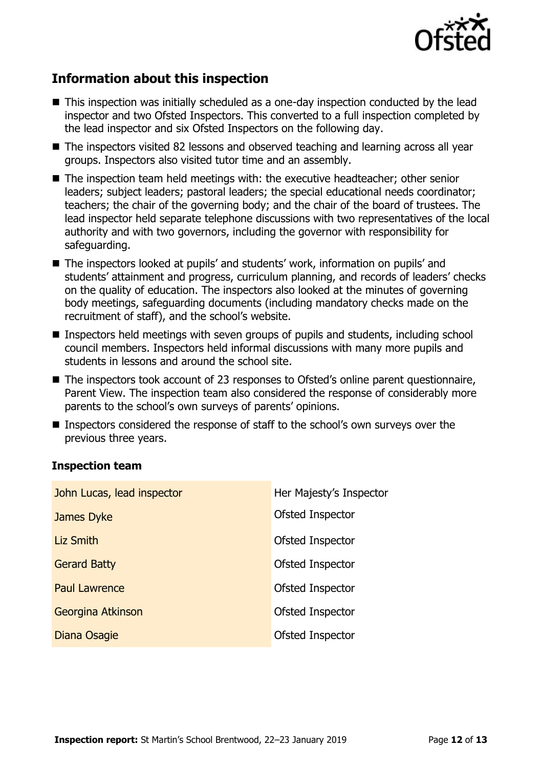## Information about this inspection

- This inspection was initially scheduled as a one-day inspection conducted by the lead inspector and two Ofsted Inspectors. This converted to a full inspection completed by the lead inspector and six Ofsted Inspectors on the following day.
- The inspectors visited 82 lessons and observed teaching and learning across all year groups. Inspectors also visited tutor time and an assembly.
- The inspection team held meetings with: the executive headteacher; other senior leaders; subject leaders; pastoral leaders; the special educational needs coordinator; teachers; the chair of the governing body; and the chair of the board of trustees. The lead inspector held separate telephone discussions with two representatives of the local authority and with two governors, including the governor with responsibility for safeguarding.
- The inspectors looked at pupils' and students' work, information on pupils' and students' attainment and progress, curriculum planning, and records of leaders' checks on the quality of education. The inspectors also looked at the minutes of governing body meetings, safeguarding documents (including mandatory checks made on the recruitment of staff), and the school's website.
- Inspectors held meetings with seven groups of pupils and students, including school council members. Inspectors held informal discussions with many more pupils and students in lessons and around the school site.
- The inspectors took account of 23 responses to Ofsted's online parent questionnaire, Parent View. The inspection team also considered the response of considerably more parents to the school's own surveys of parents' opinions.
- Inspectors considered the response of staff to the school's own surveys over the previous three years.

### Inspection team

| | |
|---|---|
| John Lucas, lead inspector | Her Majesty's Inspector |
| James Dyke | Ofsted Inspector |
| Liz Smith | Ofsted Inspector |
| Gerard Batty | Ofsted Inspector |
| Paul Lawrence | Ofsted Inspector |
| Georgina Atkinson | Ofsted Inspector |
| Diana Osagie | Ofsted Inspector |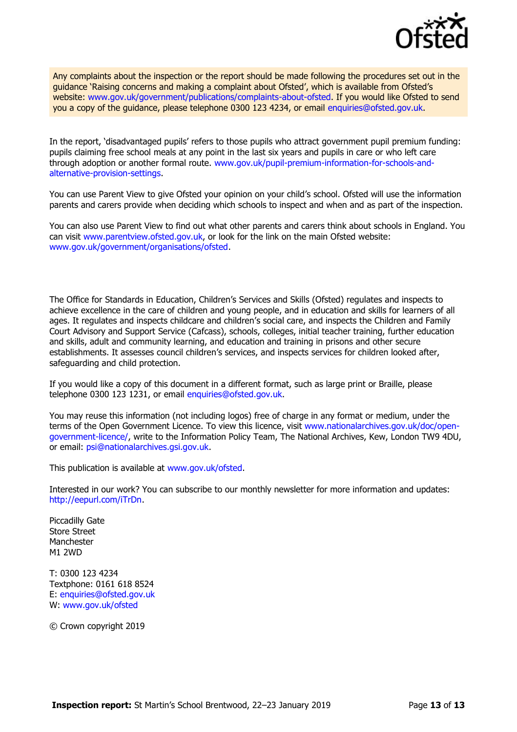Any complaints about the inspection or the report should be made following the procedures set out in the guidance 'Raising concerns and making a complaint about Ofsted', which is available from Ofsted's website: www.gov.uk/government/publications/complaints-about-ofsted. If you would like Ofsted to send you a copy of the guidance, please telephone 0300 123 4234, or email enquiries@ofsted.gov.uk.

In the report, 'disadvantaged pupils' refers to those pupils who attract government pupil premium funding: pupils claiming free school meals at any point in the last six years and pupils in care or who left care through adoption or another formal route. www.gov.uk/pupil-premium-information-for-schools-and-alternative-provision-settings.

You can use Parent View to give Ofsted your opinion on your child's school. Ofsted will use the information parents and carers provide when deciding which schools to inspect and when and as part of the inspection.

You can also use Parent View to find out what other parents and carers think about schools in England. You can visit www.parentview.ofsted.gov.uk, or look for the link on the main Ofsted website: www.gov.uk/government/organisations/ofsted.

The Office for Standards in Education, Children's Services and Skills (Ofsted) regulates and inspects to achieve excellence in the care of children and young people, and in education and skills for learners of all ages. It regulates and inspects childcare and children's social care, and inspects the Children and Family Court Advisory and Support Service (Cafcass), schools, colleges, initial teacher training, further education and skills, adult and community learning, and education and training in prisons and other secure establishments. It assesses council children's services, and inspects services for children looked after, safeguarding and child protection.

If you would like a copy of this document in a different format, such as large print or Braille, please telephone 0300 123 1231, or email enquiries@ofsted.gov.uk.

You may reuse this information (not including logos) free of charge in any format or medium, under the terms of the Open Government Licence. To view this licence, visit www.nationalarchives.gov.uk/doc/open-government-licence/, write to the Information Policy Team, The National Archives, Kew, London TW9 4DU, or email: psi@nationalarchives.gsi.gov.uk.

This publication is available at www.gov.uk/ofsted.

Interested in our work? You can subscribe to our monthly newsletter for more information and updates: http://eepurl.com/iTrDn.

Piccadilly Gate
Store Street
Manchester
M1 2WD

T: 0300 123 4234
Textphone: 0161 618 8524
E: enquiries@ofsted.gov.uk
W: www.gov.uk/ofsted

© Crown copyright 2019